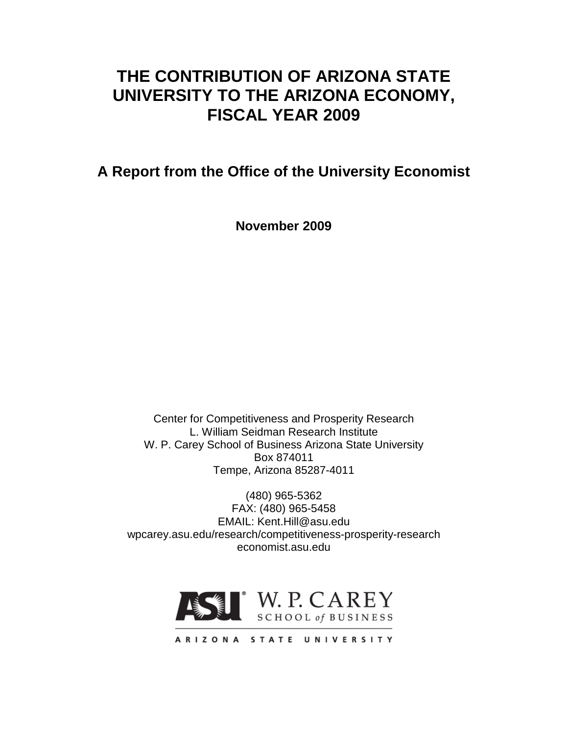# THE CONTRIBUTION OF ARIZONA STATE UNIVERSITY TO THE ARIZONA ECONOMY, FISCAL YEAR 2009

## A Report from the Office of the University Economist

**November 2009**

Center for Competitiveness and Prosperity Research
L. William Seidman Research Institute
W. P. Carey School of Business Arizona State University
Box 874011
Tempe, Arizona 85287-4011

(480) 965-5362
FAX: (480) 965-5458
EMAIL: Kent.Hill@asu.edu
wpcarey.asu.edu/research/competitiveness-prosperity-research
economist.asu.edu

ASU W. P. CAREY SCHOOL of BUSINESS
ARIZONA STATE UNIVERSITY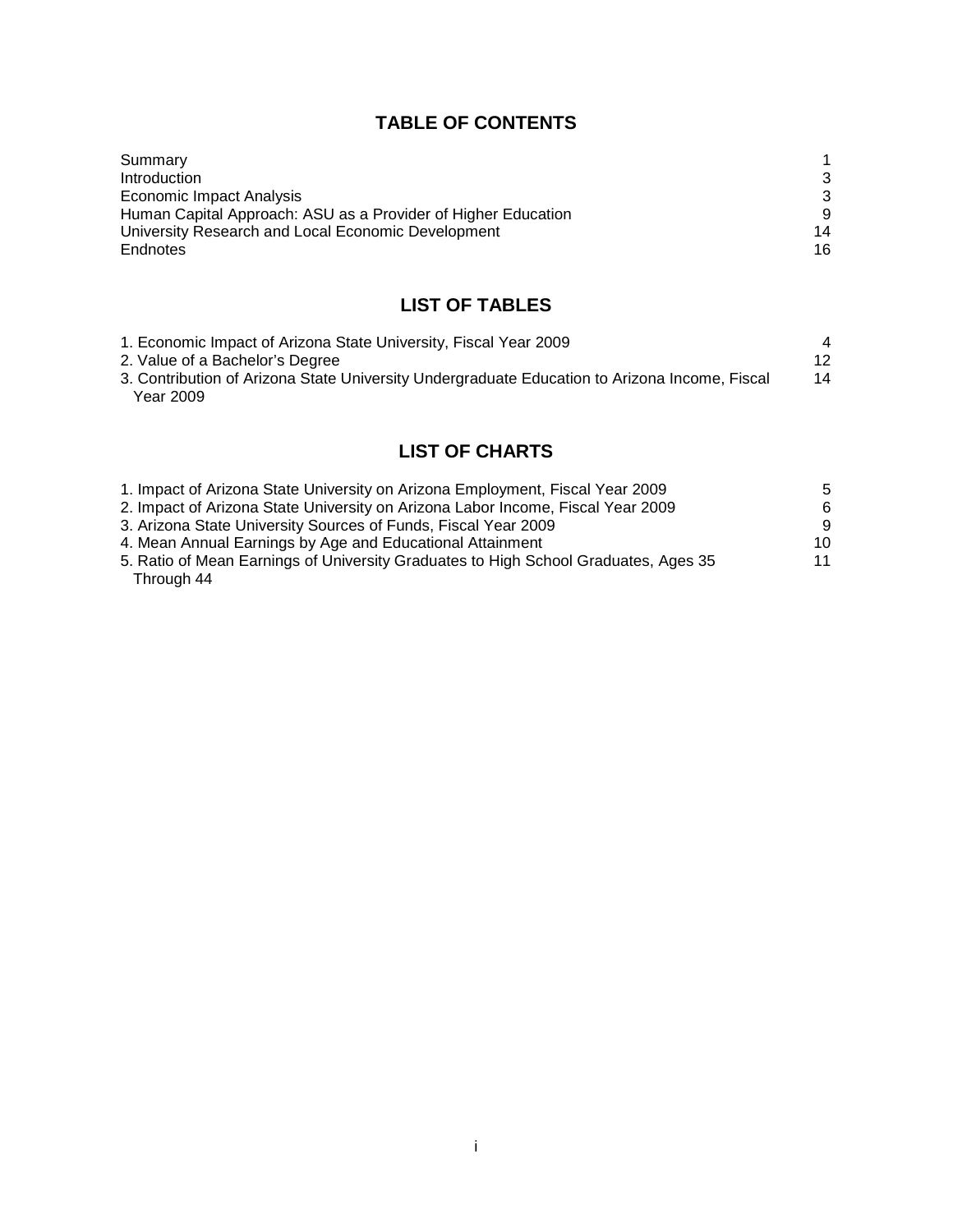## TABLE OF CONTENTS

| | |
|---|---|
| Summary | 1 |
| Introduction | 3 |
| Economic Impact Analysis | 3 |
| Human Capital Approach: ASU as a Provider of Higher Education | 9 |
| University Research and Local Economic Development | 14 |
| Endnotes | 16 |

## LIST OF TABLES

| | |
|---|---|
| 1. Economic Impact of Arizona State University, Fiscal Year 2009 | 4 |
| 2. Value of a Bachelor's Degree | 12 |
| 3. Contribution of Arizona State University Undergraduate Education to Arizona Income, Fiscal Year 2009 | 14 |

## LIST OF CHARTS

| | |
|---|---|
| 1. Impact of Arizona State University on Arizona Employment, Fiscal Year 2009 | 5 |
| 2. Impact of Arizona State University on Arizona Labor Income, Fiscal Year 2009 | 6 |
| 3. Arizona State University Sources of Funds, Fiscal Year 2009 | 9 |
| 4. Mean Annual Earnings by Age and Educational Attainment | 10 |
| 5. Ratio of Mean Earnings of University Graduates to High School Graduates, Ages 35 Through 44 | 11 |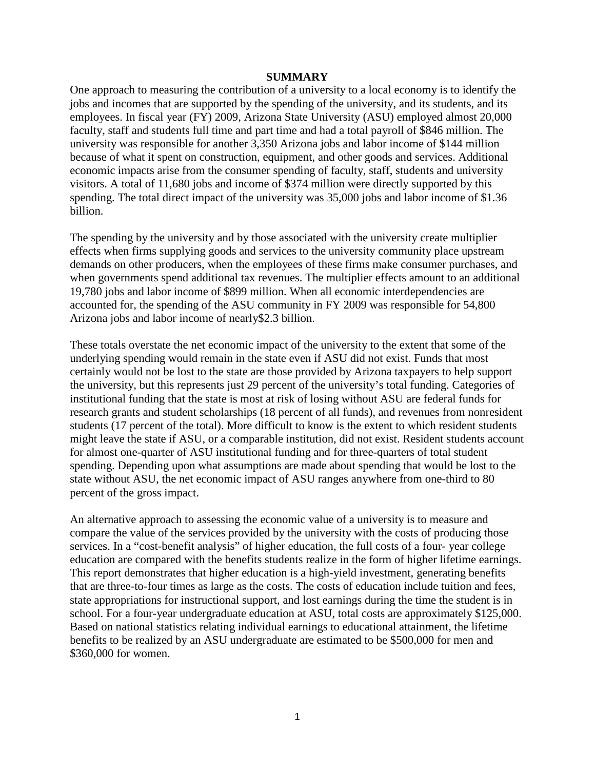# SUMMARY

One approach to measuring the contribution of a university to a local economy is to identify the jobs and incomes that are supported by the spending of the university, and its students, and its employees. In fiscal year (FY) 2009, Arizona State University (ASU) employed almost 20,000 faculty, staff and students full time and part time and had a total payroll of $846 million. The university was responsible for another 3,350 Arizona jobs and labor income of $144 million because of what it spent on construction, equipment, and other goods and services. Additional economic impacts arise from the consumer spending of faculty, staff, students and university visitors. A total of 11,680 jobs and income of $374 million were directly supported by this spending. The total direct impact of the university was 35,000 jobs and labor income of $1.36 billion.

The spending by the university and by those associated with the university create multiplier effects when firms supplying goods and services to the university community place upstream demands on other producers, when the employees of these firms make consumer purchases, and when governments spend additional tax revenues. The multiplier effects amount to an additional 19,780 jobs and labor income of $899 million. When all economic interdependencies are accounted for, the spending of the ASU community in FY 2009 was responsible for 54,800 Arizona jobs and labor income of nearly$2.3 billion.

These totals overstate the net economic impact of the university to the extent that some of the underlying spending would remain in the state even if ASU did not exist. Funds that most certainly would not be lost to the state are those provided by Arizona taxpayers to help support the university, but this represents just 29 percent of the university's total funding. Categories of institutional funding that the state is most at risk of losing without ASU are federal funds for research grants and student scholarships (18 percent of all funds), and revenues from nonresident students (17 percent of the total). More difficult to know is the extent to which resident students might leave the state if ASU, or a comparable institution, did not exist. Resident students account for almost one-quarter of ASU institutional funding and for three-quarters of total student spending. Depending upon what assumptions are made about spending that would be lost to the state without ASU, the net economic impact of ASU ranges anywhere from one-third to 80 percent of the gross impact.

An alternative approach to assessing the economic value of a university is to measure and compare the value of the services provided by the university with the costs of producing those services. In a "cost-benefit analysis" of higher education, the full costs of a four- year college education are compared with the benefits students realize in the form of higher lifetime earnings. This report demonstrates that higher education is a high-yield investment, generating benefits that are three-to-four times as large as the costs. The costs of education include tuition and fees, state appropriations for instructional support, and lost earnings during the time the student is in school. For a four-year undergraduate education at ASU, total costs are approximately $125,000. Based on national statistics relating individual earnings to educational attainment, the lifetime benefits to be realized by an ASU undergraduate are estimated to be $500,000 for men and $360,000 for women.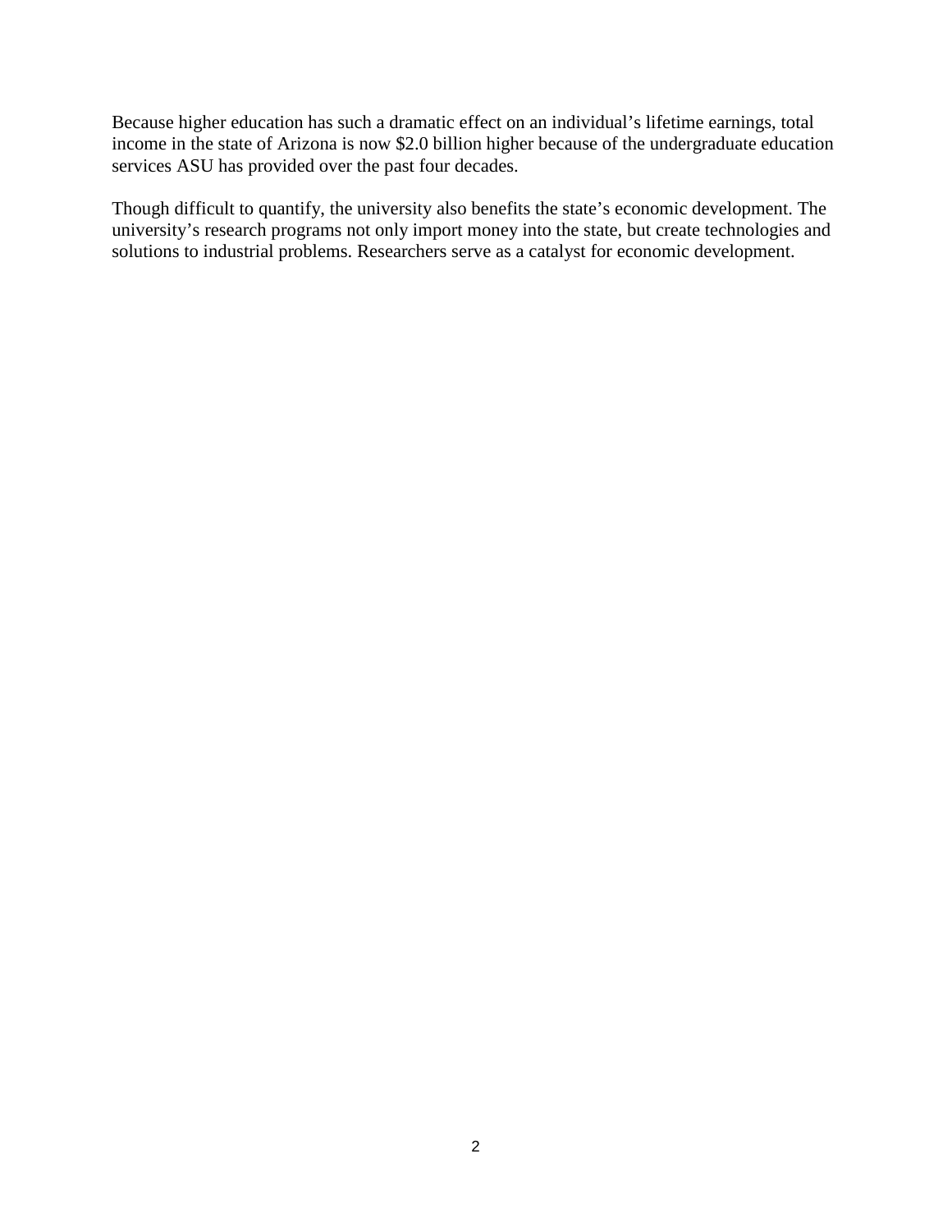Because higher education has such a dramatic effect on an individual's lifetime earnings, total income in the state of Arizona is now $2.0 billion higher because of the undergraduate education services ASU has provided over the past four decades.

Though difficult to quantify, the university also benefits the state's economic development. The university's research programs not only import money into the state, but create technologies and solutions to industrial problems. Researchers serve as a catalyst for economic development.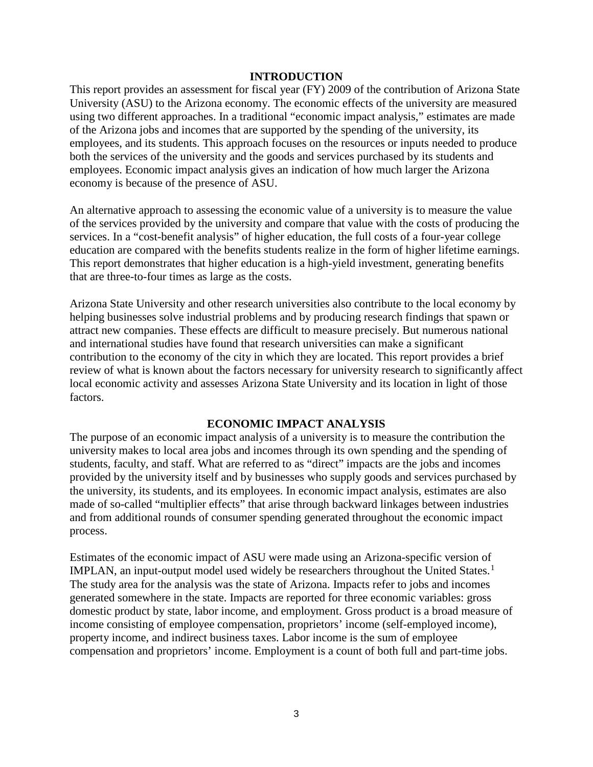## INTRODUCTION

This report provides an assessment for fiscal year (FY) 2009 of the contribution of Arizona State University (ASU) to the Arizona economy. The economic effects of the university are measured using two different approaches. In a traditional "economic impact analysis," estimates are made of the Arizona jobs and incomes that are supported by the spending of the university, its employees, and its students. This approach focuses on the resources or inputs needed to produce both the services of the university and the goods and services purchased by its students and employees. Economic impact analysis gives an indication of how much larger the Arizona economy is because of the presence of ASU.

An alternative approach to assessing the economic value of a university is to measure the value of the services provided by the university and compare that value with the costs of producing the services. In a "cost-benefit analysis" of higher education, the full costs of a four-year college education are compared with the benefits students realize in the form of higher lifetime earnings. This report demonstrates that higher education is a high-yield investment, generating benefits that are three-to-four times as large as the costs.

Arizona State University and other research universities also contribute to the local economy by helping businesses solve industrial problems and by producing research findings that spawn or attract new companies. These effects are difficult to measure precisely. But numerous national and international studies have found that research universities can make a significant contribution to the economy of the city in which they are located. This report provides a brief review of what is known about the factors necessary for university research to significantly affect local economic activity and assesses Arizona State University and its location in light of those factors.

## ECONOMIC IMPACT ANALYSIS

The purpose of an economic impact analysis of a university is to measure the contribution the university makes to local area jobs and incomes through its own spending and the spending of students, faculty, and staff. What are referred to as "direct" impacts are the jobs and incomes provided by the university itself and by businesses who supply goods and services purchased by the university, its students, and its employees. In economic impact analysis, estimates are also made of so-called "multiplier effects" that arise through backward linkages between industries and from additional rounds of consumer spending generated throughout the economic impact process.

Estimates of the economic impact of ASU were made using an Arizona-specific version of IMPLAN, an input-output model used widely be researchers throughout the United States.[1] The study area for the analysis was the state of Arizona. Impacts refer to jobs and incomes generated somewhere in the state. Impacts are reported for three economic variables: gross domestic product by state, labor income, and employment. Gross product is a broad measure of income consisting of employee compensation, proprietors' income (self-employed income), property income, and indirect business taxes. Labor income is the sum of employee compensation and proprietors' income. Employment is a count of both full and part-time jobs.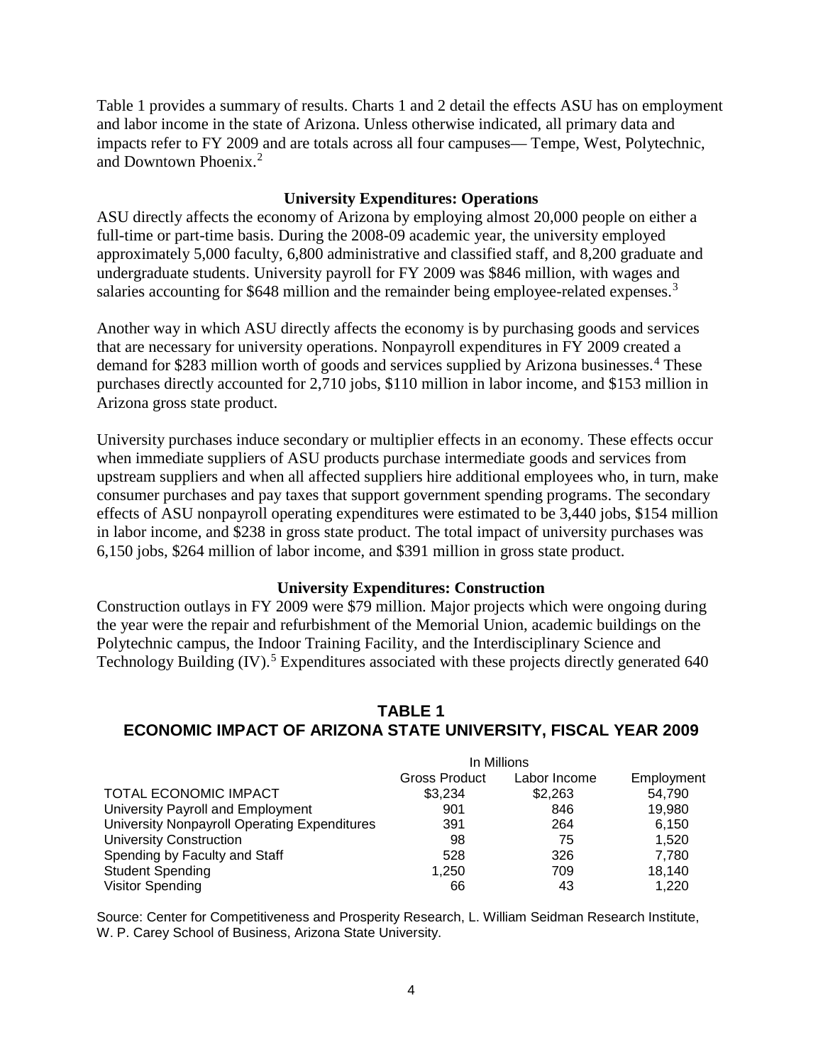Table 1 provides a summary of results. Charts 1 and 2 detail the effects ASU has on employment and labor income in the state of Arizona. Unless otherwise indicated, all primary data and impacts refer to FY 2009 and are totals across all four campuses— Tempe, West, Polytechnic, and Downtown Phoenix.[2]

### University Expenditures: Operations

ASU directly affects the economy of Arizona by employing almost 20,000 people on either a full-time or part-time basis. During the 2008-09 academic year, the university employed approximately 5,000 faculty, 6,800 administrative and classified staff, and 8,200 graduate and undergraduate students. University payroll for FY 2009 was $846 million, with wages and salaries accounting for $648 million and the remainder being employee-related expenses.[3]

Another way in which ASU directly affects the economy is by purchasing goods and services that are necessary for university operations. Nonpayroll expenditures in FY 2009 created a demand for $283 million worth of goods and services supplied by Arizona businesses.[4] These purchases directly accounted for 2,710 jobs, $110 million in labor income, and $153 million in Arizona gross state product.

University purchases induce secondary or multiplier effects in an economy. These effects occur when immediate suppliers of ASU products purchase intermediate goods and services from upstream suppliers and when all affected suppliers hire additional employees who, in turn, make consumer purchases and pay taxes that support government spending programs. The secondary effects of ASU nonpayroll operating expenditures were estimated to be 3,440 jobs, $154 million in labor income, and $238 in gross state product. The total impact of university purchases was 6,150 jobs, $264 million of labor income, and $391 million in gross state product.

### University Expenditures: Construction

Construction outlays in FY 2009 were $79 million. Major projects which were ongoing during the year were the repair and refurbishment of the Memorial Union, academic buildings on the Polytechnic campus, the Indoor Training Facility, and the Interdisciplinary Science and Technology Building (IV).[5] Expenditures associated with these projects directly generated 640

**TABLE 1**
**ECONOMIC IMPACT OF ARIZONA STATE UNIVERSITY, FISCAL YEAR 2009**

| | In Millions | | |
|---|---|---|---|
| | Gross Product | Labor Income | Employment |
| TOTAL ECONOMIC IMPACT | $3,234 | $2,263 | 54,790 |
| University Payroll and Employment | 901 | 846 | 19,980 |
| University Nonpayroll Operating Expenditures | 391 | 264 | 6,150 |
| University Construction | 98 | 75 | 1,520 |
| Spending by Faculty and Staff | 528 | 326 | 7,780 |
| Student Spending | 1,250 | 709 | 18,140 |
| Visitor Spending | 66 | 43 | 1,220 |

Source: Center for Competitiveness and Prosperity Research, L. William Seidman Research Institute, W. P. Carey School of Business, Arizona State University.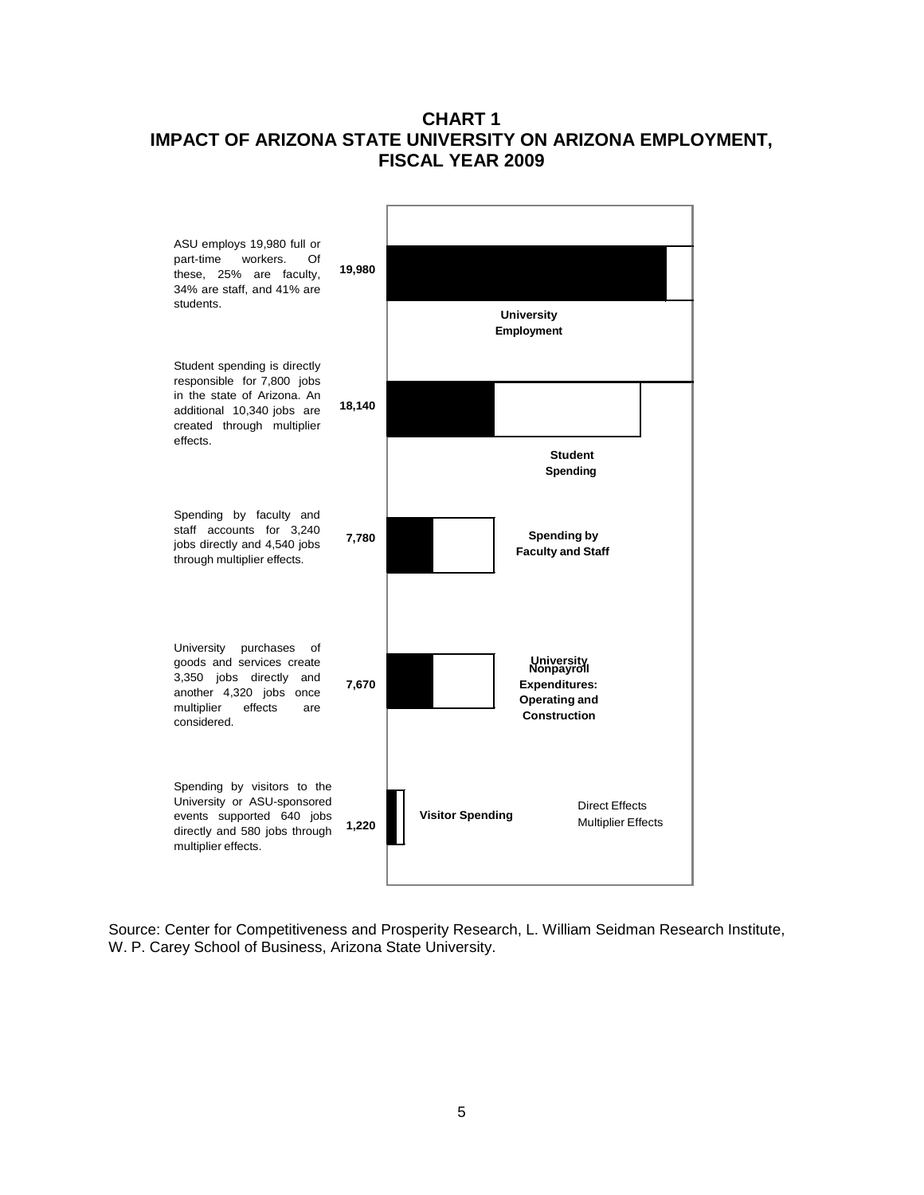# CHART 1
## IMPACT OF ARIZONA STATE UNIVERSITY ON ARIZONA EMPLOYMENT, FISCAL YEAR 2009

ASU employs 19,980 full or part-time workers. Of these, 25% are faculty, 34% are staff, and 41% are students.

**19,980** — **University Employment**

Student spending is directly responsible for 7,800 jobs in the state of Arizona. An additional 10,340 jobs are created through multiplier effects.

**18,140** — **Student Spending**

Spending by faculty and staff accounts for 3,240 jobs directly and 4,540 jobs through multiplier effects.

**7,780** — **Spending by Faculty and Staff**

University purchases of goods and services create 3,350 jobs directly and another 4,320 jobs once multiplier effects are considered.

**7,670** — **University Nonpayroll Expenditures: Operating and Construction**

Spending by visitors to the University or ASU-sponsored events supported 640 jobs directly and 580 jobs through multiplier effects.

**1,220** — **Visitor Spending**

Direct Effects
Multiplier Effects

Source: Center for Competitiveness and Prosperity Research, L. William Seidman Research Institute, W. P. Carey School of Business, Arizona State University.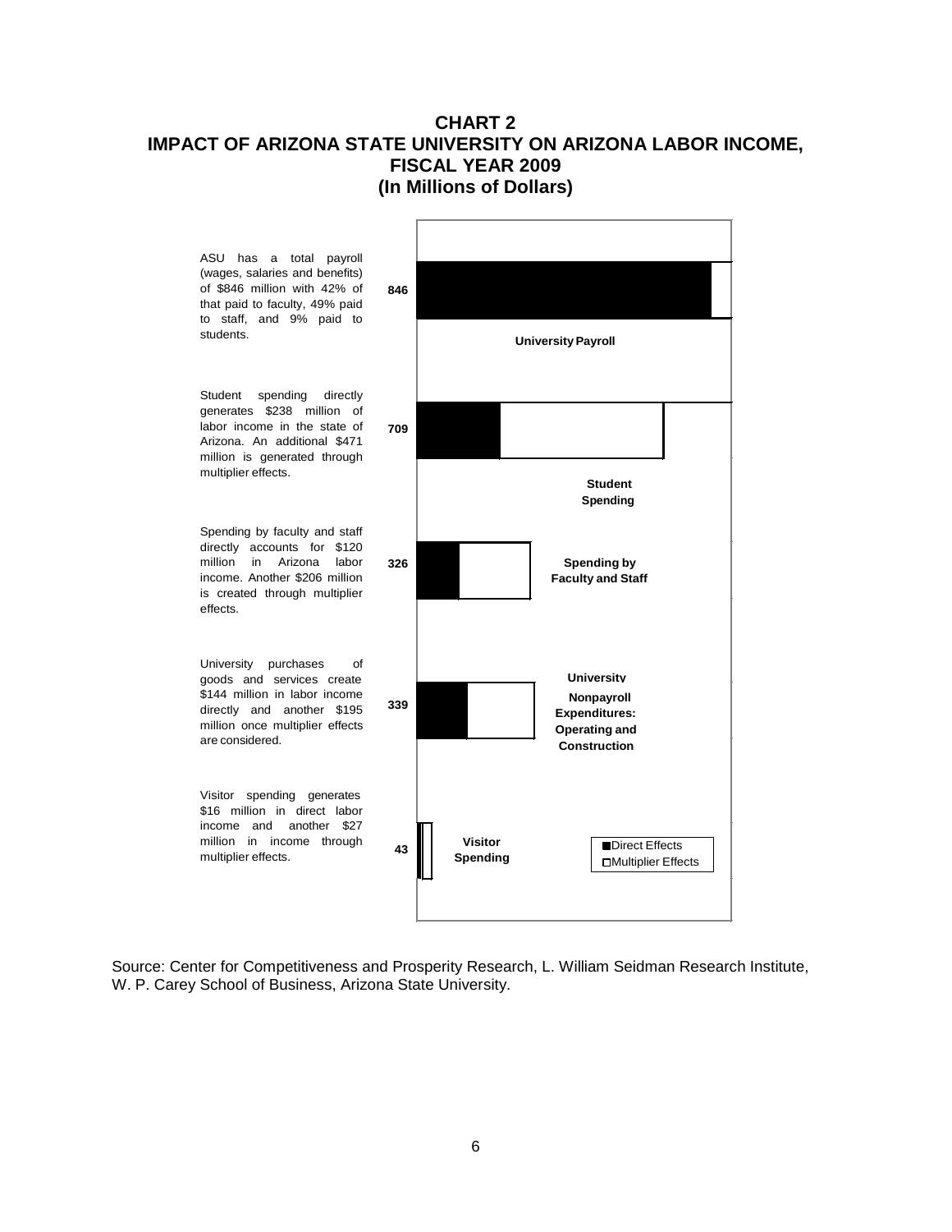# CHART 2
## IMPACT OF ARIZONA STATE UNIVERSITY ON ARIZONA LABOR INCOME, FISCAL YEAR 2009
### (In Millions of Dollars)

ASU has a total payroll (wages, salaries and benefits) of $846 million with 42% of that paid to faculty, 49% paid to staff, and 9% paid to students.

**846** — **University Payroll**

Student spending directly generates $238 million of labor income in the state of Arizona. An additional $471 million is generated through multiplier effects.

**709** — **Student Spending**

Spending by faculty and staff directly accounts for $120 million in Arizona labor income. Another $206 million is created through multiplier effects.

**326** — **Spending by Faculty and Staff**

University purchases of goods and services create $144 million in labor income directly and another $195 million once multiplier effects are considered.

**339** — **University Nonpayroll Expenditures: Operating and Construction**

Visitor spending generates $16 million in direct labor income and another $27 million in income through multiplier effects.

**43** — **Visitor Spending**

■ Direct Effects
□ Multiplier Effects

Source: Center for Competitiveness and Prosperity Research, L. William Seidman Research Institute, W. P. Carey School of Business, Arizona State University.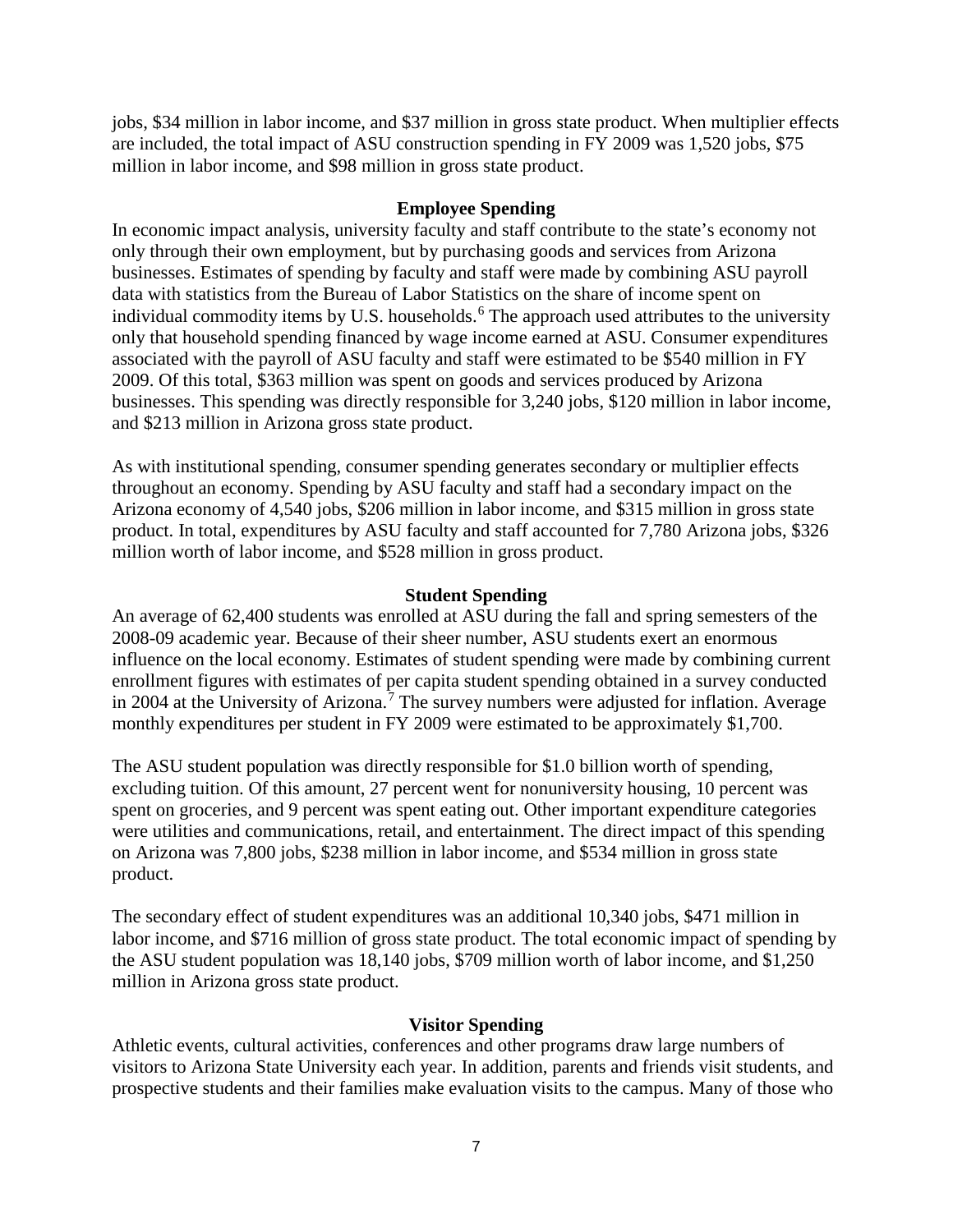jobs, $34 million in labor income, and $37 million in gross state product. When multiplier effects are included, the total impact of ASU construction spending in FY 2009 was 1,520 jobs, $75 million in labor income, and $98 million in gross state product.

### Employee Spending

In economic impact analysis, university faculty and staff contribute to the state's economy not only through their own employment, but by purchasing goods and services from Arizona businesses. Estimates of spending by faculty and staff were made by combining ASU payroll data with statistics from the Bureau of Labor Statistics on the share of income spent on individual commodity items by U.S. households.[6] The approach used attributes to the university only that household spending financed by wage income earned at ASU. Consumer expenditures associated with the payroll of ASU faculty and staff were estimated to be $540 million in FY 2009. Of this total, $363 million was spent on goods and services produced by Arizona businesses. This spending was directly responsible for 3,240 jobs, $120 million in labor income, and $213 million in Arizona gross state product.

As with institutional spending, consumer spending generates secondary or multiplier effects throughout an economy. Spending by ASU faculty and staff had a secondary impact on the Arizona economy of 4,540 jobs, $206 million in labor income, and $315 million in gross state product. In total, expenditures by ASU faculty and staff accounted for 7,780 Arizona jobs, $326 million worth of labor income, and $528 million in gross product.

### Student Spending

An average of 62,400 students was enrolled at ASU during the fall and spring semesters of the 2008-09 academic year. Because of their sheer number, ASU students exert an enormous influence on the local economy. Estimates of student spending were made by combining current enrollment figures with estimates of per capita student spending obtained in a survey conducted in 2004 at the University of Arizona.[7] The survey numbers were adjusted for inflation. Average monthly expenditures per student in FY 2009 were estimated to be approximately $1,700.

The ASU student population was directly responsible for $1.0 billion worth of spending, excluding tuition. Of this amount, 27 percent went for nonuniversity housing, 10 percent was spent on groceries, and 9 percent was spent eating out. Other important expenditure categories were utilities and communications, retail, and entertainment. The direct impact of this spending on Arizona was 7,800 jobs, $238 million in labor income, and $534 million in gross state product.

The secondary effect of student expenditures was an additional 10,340 jobs, $471 million in labor income, and $716 million of gross state product. The total economic impact of spending by the ASU student population was 18,140 jobs, $709 million worth of labor income, and $1,250 million in Arizona gross state product.

### Visitor Spending

Athletic events, cultural activities, conferences and other programs draw large numbers of visitors to Arizona State University each year. In addition, parents and friends visit students, and prospective students and their families make evaluation visits to the campus. Many of those who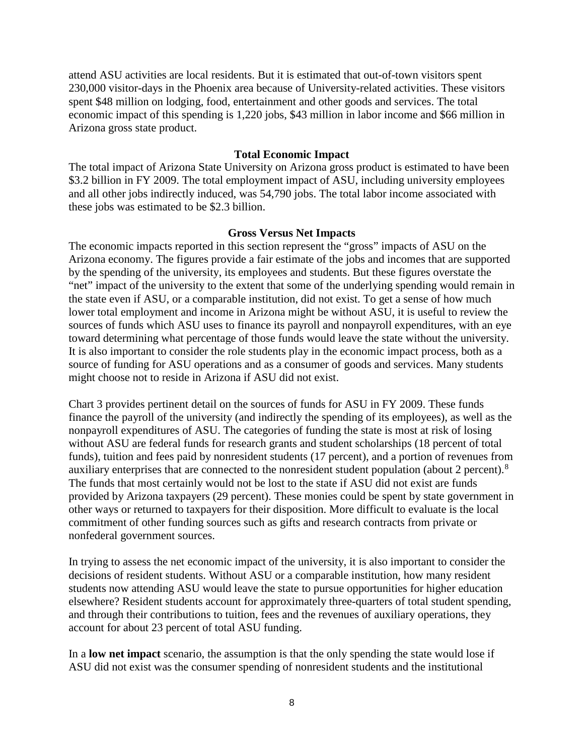attend ASU activities are local residents. But it is estimated that out-of-town visitors spent 230,000 visitor-days in the Phoenix area because of University-related activities. These visitors spent $48 million on lodging, food, entertainment and other goods and services. The total economic impact of this spending is 1,220 jobs, $43 million in labor income and $66 million in Arizona gross state product.

### Total Economic Impact

The total impact of Arizona State University on Arizona gross product is estimated to have been $3.2 billion in FY 2009. The total employment impact of ASU, including university employees and all other jobs indirectly induced, was 54,790 jobs. The total labor income associated with these jobs was estimated to be $2.3 billion.

### Gross Versus Net Impacts

The economic impacts reported in this section represent the "gross" impacts of ASU on the Arizona economy. The figures provide a fair estimate of the jobs and incomes that are supported by the spending of the university, its employees and students. But these figures overstate the "net" impact of the university to the extent that some of the underlying spending would remain in the state even if ASU, or a comparable institution, did not exist. To get a sense of how much lower total employment and income in Arizona might be without ASU, it is useful to review the sources of funds which ASU uses to finance its payroll and nonpayroll expenditures, with an eye toward determining what percentage of those funds would leave the state without the university. It is also important to consider the role students play in the economic impact process, both as a source of funding for ASU operations and as a consumer of goods and services. Many students might choose not to reside in Arizona if ASU did not exist.

Chart 3 provides pertinent detail on the sources of funds for ASU in FY 2009. These funds finance the payroll of the university (and indirectly the spending of its employees), as well as the nonpayroll expenditures of ASU. The categories of funding the state is most at risk of losing without ASU are federal funds for research grants and student scholarships (18 percent of total funds), tuition and fees paid by nonresident students (17 percent), and a portion of revenues from auxiliary enterprises that are connected to the nonresident student population (about 2 percent).[8] The funds that most certainly would not be lost to the state if ASU did not exist are funds provided by Arizona taxpayers (29 percent). These monies could be spent by state government in other ways or returned to taxpayers for their disposition. More difficult to evaluate is the local commitment of other funding sources such as gifts and research contracts from private or nonfederal government sources.

In trying to assess the net economic impact of the university, it is also important to consider the decisions of resident students. Without ASU or a comparable institution, how many resident students now attending ASU would leave the state to pursue opportunities for higher education elsewhere? Resident students account for approximately three-quarters of total student spending, and through their contributions to tuition, fees and the revenues of auxiliary operations, they account for about 23 percent of total ASU funding.

In a **low net impact** scenario, the assumption is that the only spending the state would lose if ASU did not exist was the consumer spending of nonresident students and the institutional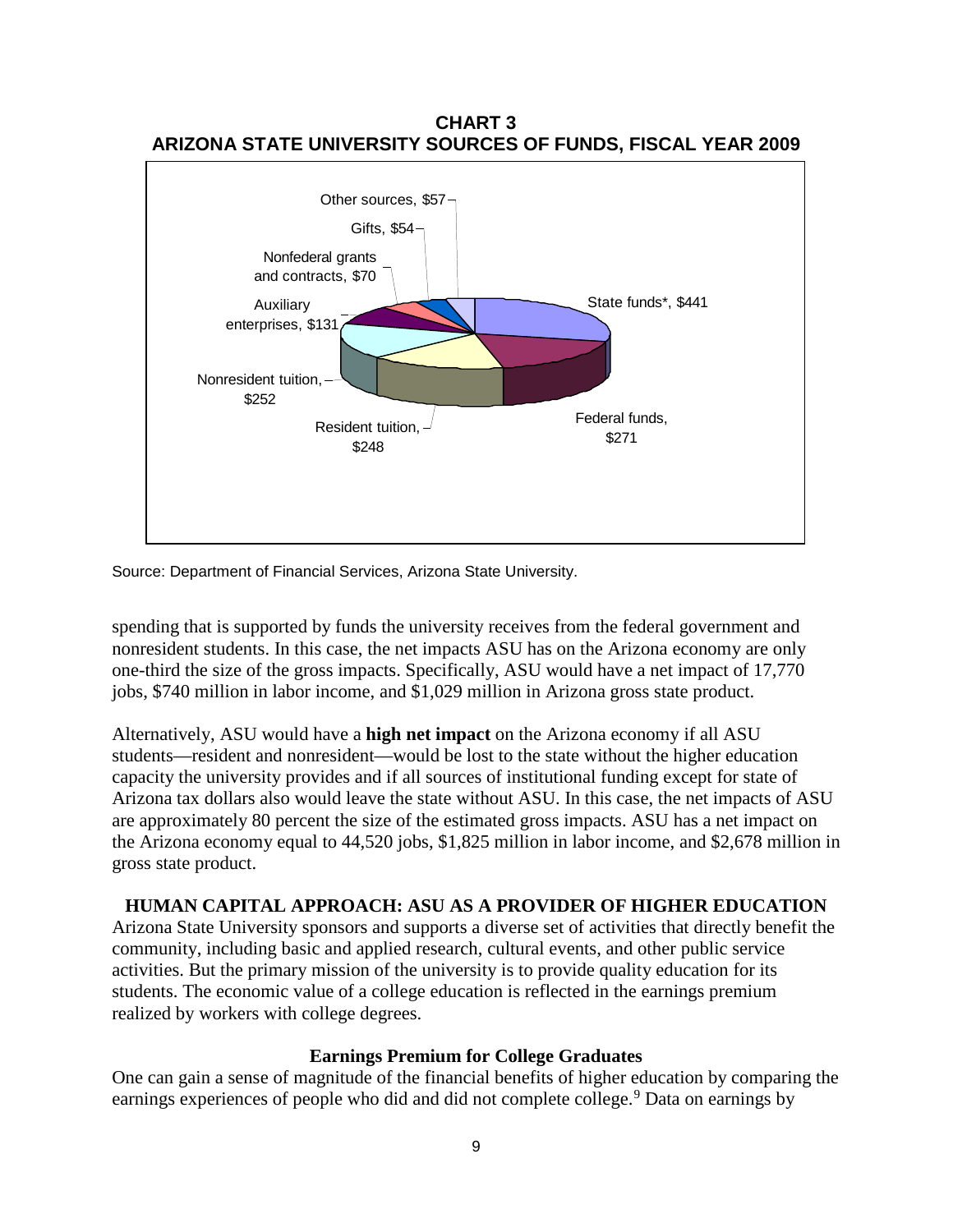**CHART 3**
**ARIZONA STATE UNIVERSITY SOURCES OF FUNDS, FISCAL YEAR 2009**

Other sources, $57
Gifts, $54
Nonfederal grants and contracts, $70
Auxiliary enterprises, $131
Nonresident tuition, $252
Resident tuition, $248
Federal funds, $271
State funds*, $441

Source: Department of Financial Services, Arizona State University.

spending that is supported by funds the university receives from the federal government and nonresident students. In this case, the net impacts ASU has on the Arizona economy are only one-third the size of the gross impacts. Specifically, ASU would have a net impact of 17,770 jobs, $740 million in labor income, and $1,029 million in Arizona gross state product.

Alternatively, ASU would have a **high net impact** on the Arizona economy if all ASU students—resident and nonresident—would be lost to the state without the higher education capacity the university provides and if all sources of institutional funding except for state of Arizona tax dollars also would leave the state without ASU. In this case, the net impacts of ASU are approximately 80 percent the size of the estimated gross impacts. ASU has a net impact on the Arizona economy equal to 44,520 jobs, $1,825 million in labor income, and $2,678 million in gross state product.

## HUMAN CAPITAL APPROACH: ASU AS A PROVIDER OF HIGHER EDUCATION

Arizona State University sponsors and supports a diverse set of activities that directly benefit the community, including basic and applied research, cultural events, and other public service activities. But the primary mission of the university is to provide quality education for its students. The economic value of a college education is reflected in the earnings premium realized by workers with college degrees.

### Earnings Premium for College Graduates

One can gain a sense of magnitude of the financial benefits of higher education by comparing the earnings experiences of people who did and did not complete college.[9] Data on earnings by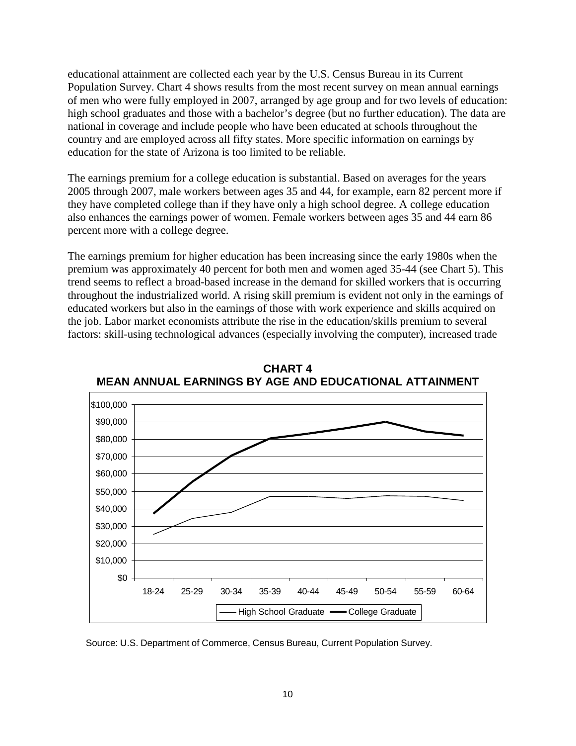educational attainment are collected each year by the U.S. Census Bureau in its Current Population Survey. Chart 4 shows results from the most recent survey on mean annual earnings of men who were fully employed in 2007, arranged by age group and for two levels of education: high school graduates and those with a bachelor's degree (but no further education). The data are national in coverage and include people who have been educated at schools throughout the country and are employed across all fifty states. More specific information on earnings by education for the state of Arizona is too limited to be reliable.

The earnings premium for a college education is substantial. Based on averages for the years 2005 through 2007, male workers between ages 35 and 44, for example, earn 82 percent more if they have completed college than if they have only a high school degree. A college education also enhances the earnings power of women. Female workers between ages 35 and 44 earn 86 percent more with a college degree.

The earnings premium for higher education has been increasing since the early 1980s when the premium was approximately 40 percent for both men and women aged 35-44 (see Chart 5). This trend seems to reflect a broad-based increase in the demand for skilled workers that is occurring throughout the industrialized world. A rising skill premium is evident not only in the earnings of educated workers but also in the earnings of those with work experience and skills acquired on the job. Labor market economists attribute the rise in the education/skills premium to several factors: skill-using technological advances (especially involving the computer), increased trade

**CHART 4**
**MEAN ANNUAL EARNINGS BY AGE AND EDUCATIONAL ATTAINMENT**

Source: U.S. Department of Commerce, Census Bureau, Current Population Survey.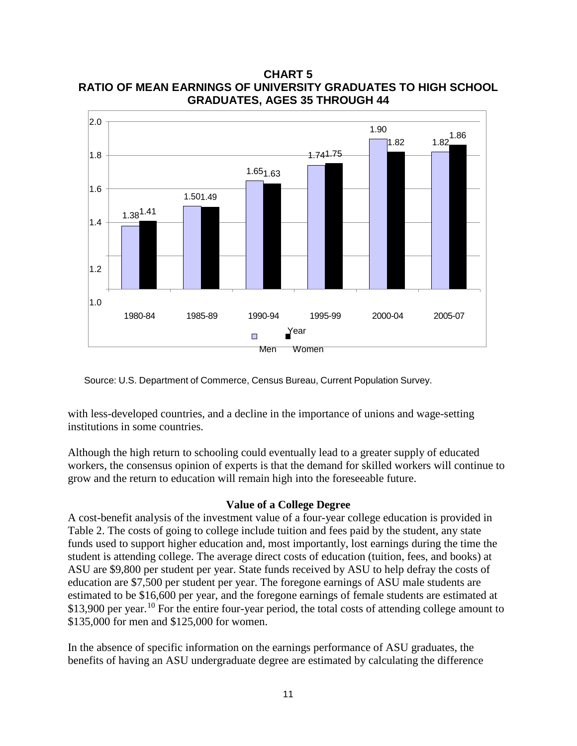**CHART 5**
**RATIO OF MEAN EARNINGS OF UNIVERSITY GRADUATES TO HIGH SCHOOL GRADUATES, AGES 35 THROUGH 44**

| Year | Men | Women |
|---|---|---|
| 1980-84 | 1.38 | 1.41 |
| 1985-89 | 1.50 | 1.49 |
| 1990-94 | 1.65 | 1.63 |
| 1995-99 | 1.74 | 1.75 |
| 2000-04 | 1.90 | 1.82 |
| 2005-07 | 1.82 | 1.86 |

Source: U.S. Department of Commerce, Census Bureau, Current Population Survey.

with less-developed countries, and a decline in the importance of unions and wage-setting institutions in some countries.

Although the high return to schooling could eventually lead to a greater supply of educated workers, the consensus opinion of experts is that the demand for skilled workers will continue to grow and the return to education will remain high into the foreseeable future.

## Value of a College Degree

A cost-benefit analysis of the investment value of a four-year college education is provided in Table 2. The costs of going to college include tuition and fees paid by the student, any state funds used to support higher education and, most importantly, lost earnings during the time the student is attending college. The average direct costs of education (tuition, fees, and books) at ASU are $9,800 per student per year. State funds received by ASU to help defray the costs of education are $7,500 per student per year. The foregone earnings of ASU male students are estimated to be $16,600 per year, and the foregone earnings of female students are estimated at $13,900 per year.[10] For the entire four-year period, the total costs of attending college amount to $135,000 for men and $125,000 for women.

In the absence of specific information on the earnings performance of ASU graduates, the benefits of having an ASU undergraduate degree are estimated by calculating the difference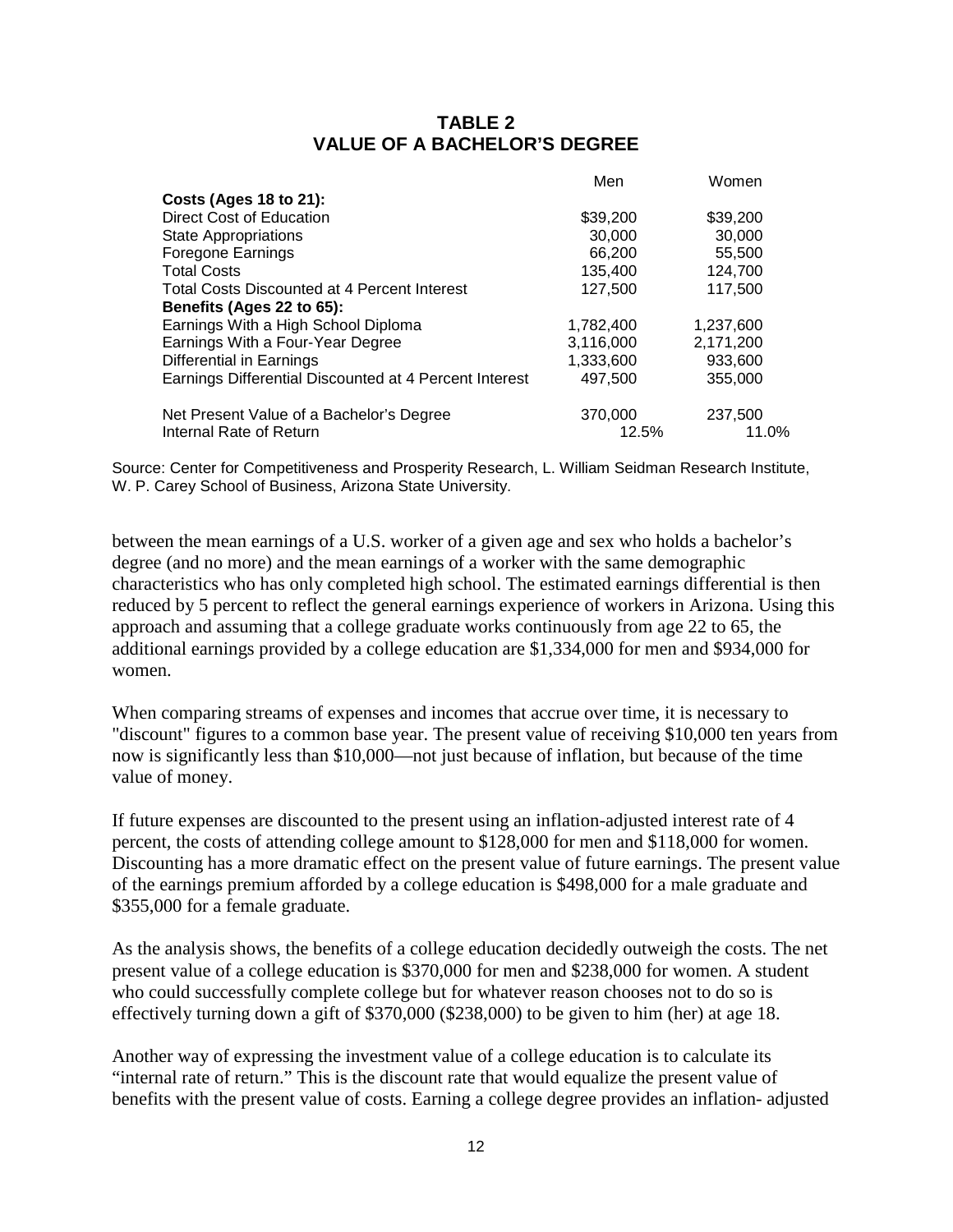## TABLE 2
## VALUE OF A BACHELOR'S DEGREE

| | Men | Women |
|---|---|---|
| **Costs (Ages 18 to 21):** | | |
| Direct Cost of Education | \$39,200 | \$39,200 |
| State Appropriations | 30,000 | 30,000 |
| Foregone Earnings | 66,200 | 55,500 |
| Total Costs | 135,400 | 124,700 |
| Total Costs Discounted at 4 Percent Interest | 127,500 | 117,500 |
| **Benefits (Ages 22 to 65):** | | |
| Earnings With a High School Diploma | 1,782,400 | 1,237,600 |
| Earnings With a Four-Year Degree | 3,116,000 | 2,171,200 |
| Differential in Earnings | 1,333,600 | 933,600 |
| Earnings Differential Discounted at 4 Percent Interest | 497,500 | 355,000 |
| Net Present Value of a Bachelor's Degree | 370,000 | 237,500 |
| Internal Rate of Return | 12.5% | 11.0% |

Source: Center for Competitiveness and Prosperity Research, L. William Seidman Research Institute, W. P. Carey School of Business, Arizona State University.

between the mean earnings of a U.S. worker of a given age and sex who holds a bachelor's degree (and no more) and the mean earnings of a worker with the same demographic characteristics who has only completed high school. The estimated earnings differential is then reduced by 5 percent to reflect the general earnings experience of workers in Arizona. Using this approach and assuming that a college graduate works continuously from age 22 to 65, the additional earnings provided by a college education are \$1,334,000 for men and \$934,000 for women.

When comparing streams of expenses and incomes that accrue over time, it is necessary to "discount" figures to a common base year. The present value of receiving \$10,000 ten years from now is significantly less than \$10,000—not just because of inflation, but because of the time value of money.

If future expenses are discounted to the present using an inflation-adjusted interest rate of 4 percent, the costs of attending college amount to \$128,000 for men and \$118,000 for women. Discounting has a more dramatic effect on the present value of future earnings. The present value of the earnings premium afforded by a college education is \$498,000 for a male graduate and \$355,000 for a female graduate.

As the analysis shows, the benefits of a college education decidedly outweigh the costs. The net present value of a college education is \$370,000 for men and \$238,000 for women. A student who could successfully complete college but for whatever reason chooses not to do so is effectively turning down a gift of \$370,000 (\$238,000) to be given to him (her) at age 18.

Another way of expressing the investment value of a college education is to calculate its "internal rate of return." This is the discount rate that would equalize the present value of benefits with the present value of costs. Earning a college degree provides an inflation- adjusted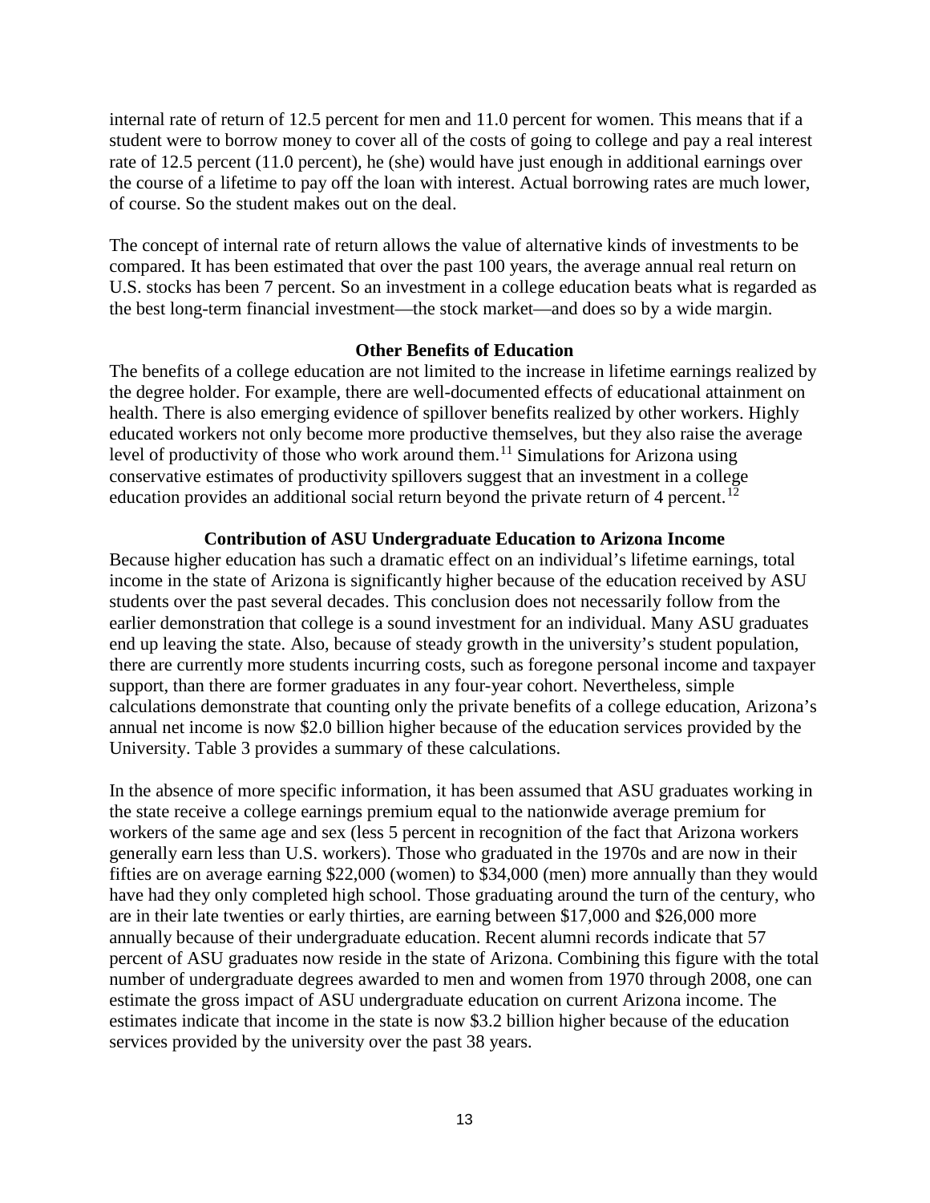internal rate of return of 12.5 percent for men and 11.0 percent for women. This means that if a student were to borrow money to cover all of the costs of going to college and pay a real interest rate of 12.5 percent (11.0 percent), he (she) would have just enough in additional earnings over the course of a lifetime to pay off the loan with interest. Actual borrowing rates are much lower, of course. So the student makes out on the deal.

The concept of internal rate of return allows the value of alternative kinds of investments to be compared. It has been estimated that over the past 100 years, the average annual real return on U.S. stocks has been 7 percent. So an investment in a college education beats what is regarded as the best long-term financial investment—the stock market—and does so by a wide margin.

### Other Benefits of Education

The benefits of a college education are not limited to the increase in lifetime earnings realized by the degree holder. For example, there are well-documented effects of educational attainment on health. There is also emerging evidence of spillover benefits realized by other workers. Highly educated workers not only become more productive themselves, but they also raise the average level of productivity of those who work around them.[11] Simulations for Arizona using conservative estimates of productivity spillovers suggest that an investment in a college education provides an additional social return beyond the private return of 4 percent.[12]

### Contribution of ASU Undergraduate Education to Arizona Income

Because higher education has such a dramatic effect on an individual's lifetime earnings, total income in the state of Arizona is significantly higher because of the education received by ASU students over the past several decades. This conclusion does not necessarily follow from the earlier demonstration that college is a sound investment for an individual. Many ASU graduates end up leaving the state. Also, because of steady growth in the university's student population, there are currently more students incurring costs, such as foregone personal income and taxpayer support, than there are former graduates in any four-year cohort. Nevertheless, simple calculations demonstrate that counting only the private benefits of a college education, Arizona's annual net income is now $2.0 billion higher because of the education services provided by the University. Table 3 provides a summary of these calculations.

In the absence of more specific information, it has been assumed that ASU graduates working in the state receive a college earnings premium equal to the nationwide average premium for workers of the same age and sex (less 5 percent in recognition of the fact that Arizona workers generally earn less than U.S. workers). Those who graduated in the 1970s and are now in their fifties are on average earning $22,000 (women) to $34,000 (men) more annually than they would have had they only completed high school. Those graduating around the turn of the century, who are in their late twenties or early thirties, are earning between $17,000 and $26,000 more annually because of their undergraduate education. Recent alumni records indicate that 57 percent of ASU graduates now reside in the state of Arizona. Combining this figure with the total number of undergraduate degrees awarded to men and women from 1970 through 2008, one can estimate the gross impact of ASU undergraduate education on current Arizona income. The estimates indicate that income in the state is now $3.2 billion higher because of the education services provided by the university over the past 38 years.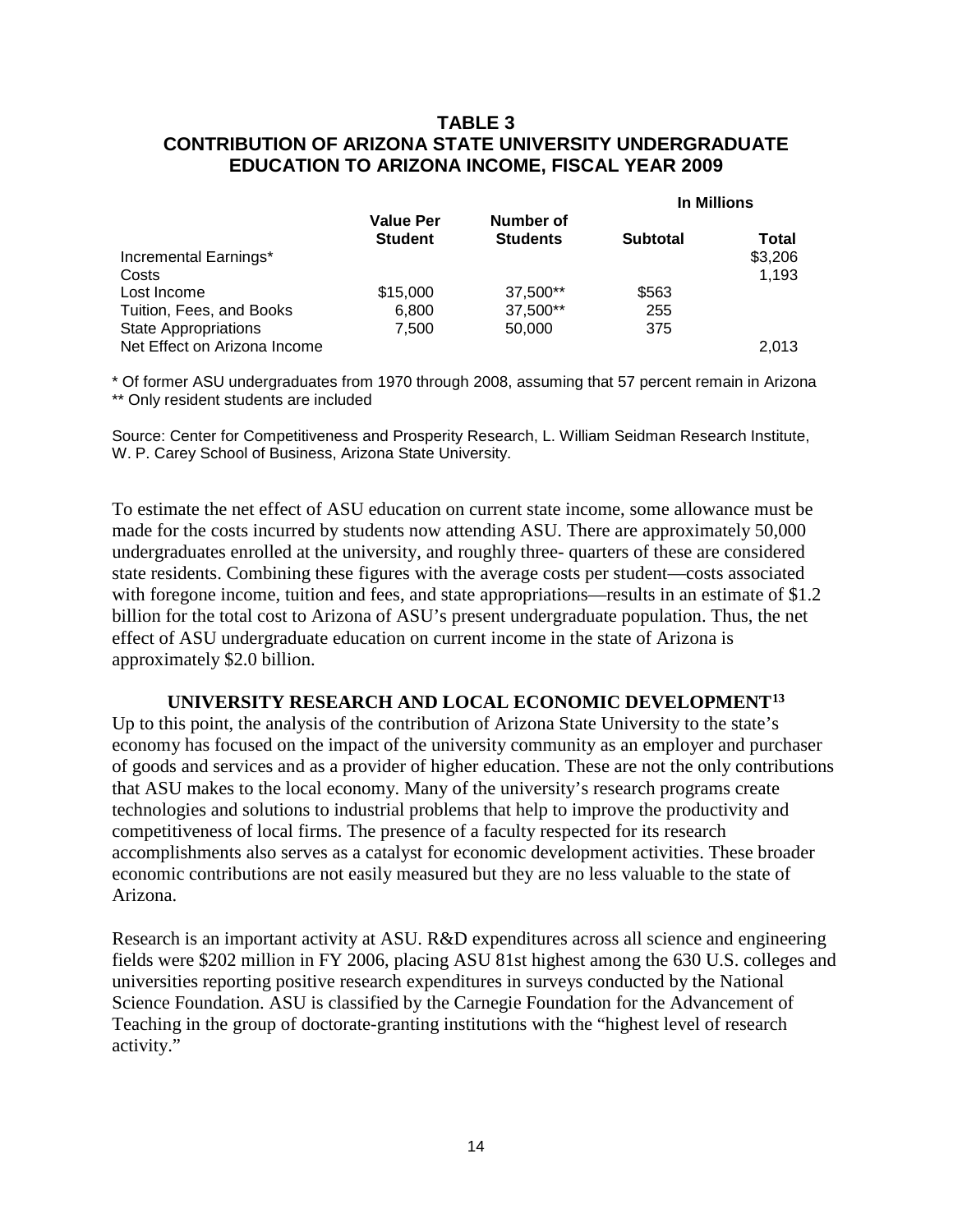## TABLE 3
## CONTRIBUTION OF ARIZONA STATE UNIVERSITY UNDERGRADUATE EDUCATION TO ARIZONA INCOME, FISCAL YEAR 2009

| | Value Per Student | Number of Students | In Millions Subtotal | Total |
|---|---|---|---|---|
| Incremental Earnings* | | | | $3,206 |
| Costs | | | | 1,193 |
| Lost Income | $15,000 | 37,500** | $563 | |
| Tuition, Fees, and Books | 6,800 | 37,500** | 255 | |
| State Appropriations | 7,500 | 50,000 | 375 | |
| Net Effect on Arizona Income | | | | 2,013 |

\* Of former ASU undergraduates from 1970 through 2008, assuming that 57 percent remain in Arizona
** Only resident students are included

Source: Center for Competitiveness and Prosperity Research, L. William Seidman Research Institute, W. P. Carey School of Business, Arizona State University.

To estimate the net effect of ASU education on current state income, some allowance must be made for the costs incurred by students now attending ASU. There are approximately 50,000 undergraduates enrolled at the university, and roughly three- quarters of these are considered state residents. Combining these figures with the average costs per student—costs associated with foregone income, tuition and fees, and state appropriations—results in an estimate of $1.2 billion for the total cost to Arizona of ASU's present undergraduate population. Thus, the net effect of ASU undergraduate education on current income in the state of Arizona is approximately $2.0 billion.

### UNIVERSITY RESEARCH AND LOCAL ECONOMIC DEVELOPMENT[13]

Up to this point, the analysis of the contribution of Arizona State University to the state's economy has focused on the impact of the university community as an employer and purchaser of goods and services and as a provider of higher education. These are not the only contributions that ASU makes to the local economy. Many of the university's research programs create technologies and solutions to industrial problems that help to improve the productivity and competitiveness of local firms. The presence of a faculty respected for its research accomplishments also serves as a catalyst for economic development activities. These broader economic contributions are not easily measured but they are no less valuable to the state of Arizona.

Research is an important activity at ASU. R&D expenditures across all science and engineering fields were $202 million in FY 2006, placing ASU 81st highest among the 630 U.S. colleges and universities reporting positive research expenditures in surveys conducted by the National Science Foundation. ASU is classified by the Carnegie Foundation for the Advancement of Teaching in the group of doctorate-granting institutions with the "highest level of research activity."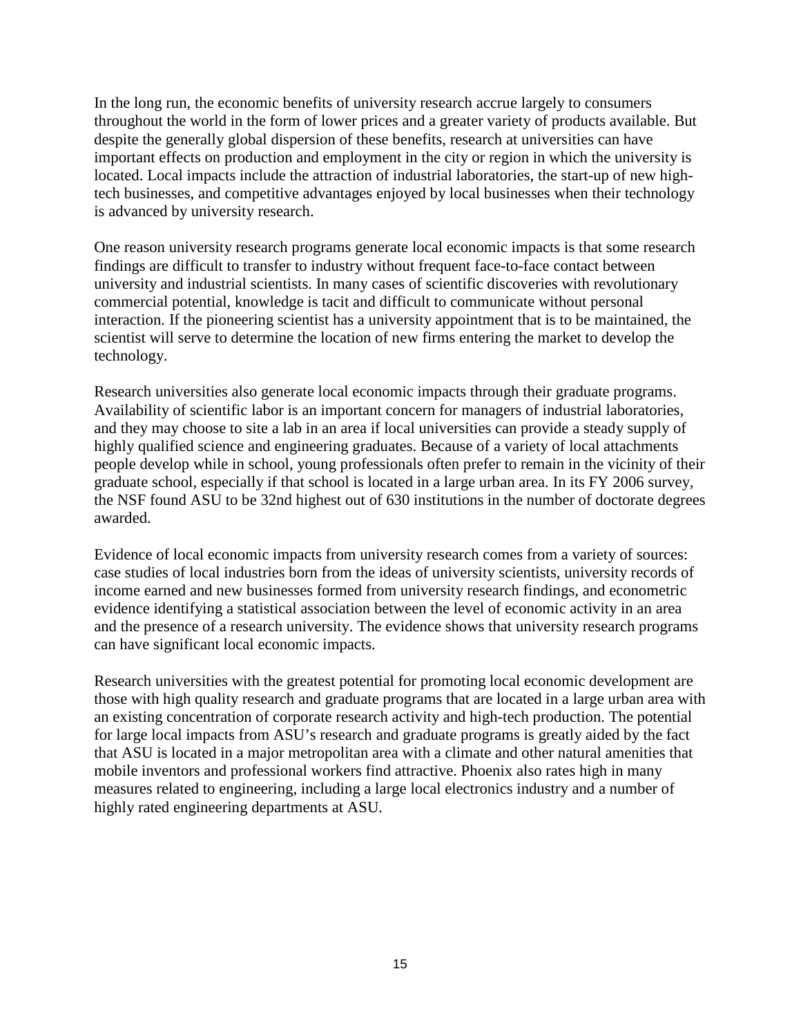In the long run, the economic benefits of university research accrue largely to consumers throughout the world in the form of lower prices and a greater variety of products available. But despite the generally global dispersion of these benefits, research at universities can have important effects on production and employment in the city or region in which the university is located. Local impacts include the attraction of industrial laboratories, the start-up of new high-tech businesses, and competitive advantages enjoyed by local businesses when their technology is advanced by university research.

One reason university research programs generate local economic impacts is that some research findings are difficult to transfer to industry without frequent face-to-face contact between university and industrial scientists. In many cases of scientific discoveries with revolutionary commercial potential, knowledge is tacit and difficult to communicate without personal interaction. If the pioneering scientist has a university appointment that is to be maintained, the scientist will serve to determine the location of new firms entering the market to develop the technology.

Research universities also generate local economic impacts through their graduate programs. Availability of scientific labor is an important concern for managers of industrial laboratories, and they may choose to site a lab in an area if local universities can provide a steady supply of highly qualified science and engineering graduates. Because of a variety of local attachments people develop while in school, young professionals often prefer to remain in the vicinity of their graduate school, especially if that school is located in a large urban area. In its FY 2006 survey, the NSF found ASU to be 32nd highest out of 630 institutions in the number of doctorate degrees awarded.

Evidence of local economic impacts from university research comes from a variety of sources: case studies of local industries born from the ideas of university scientists, university records of income earned and new businesses formed from university research findings, and econometric evidence identifying a statistical association between the level of economic activity in an area and the presence of a research university. The evidence shows that university research programs can have significant local economic impacts.

Research universities with the greatest potential for promoting local economic development are those with high quality research and graduate programs that are located in a large urban area with an existing concentration of corporate research activity and high-tech production. The potential for large local impacts from ASU's research and graduate programs is greatly aided by the fact that ASU is located in a major metropolitan area with a climate and other natural amenities that mobile inventors and professional workers find attractive. Phoenix also rates high in many measures related to engineering, including a large local electronics industry and a number of highly rated engineering departments at ASU.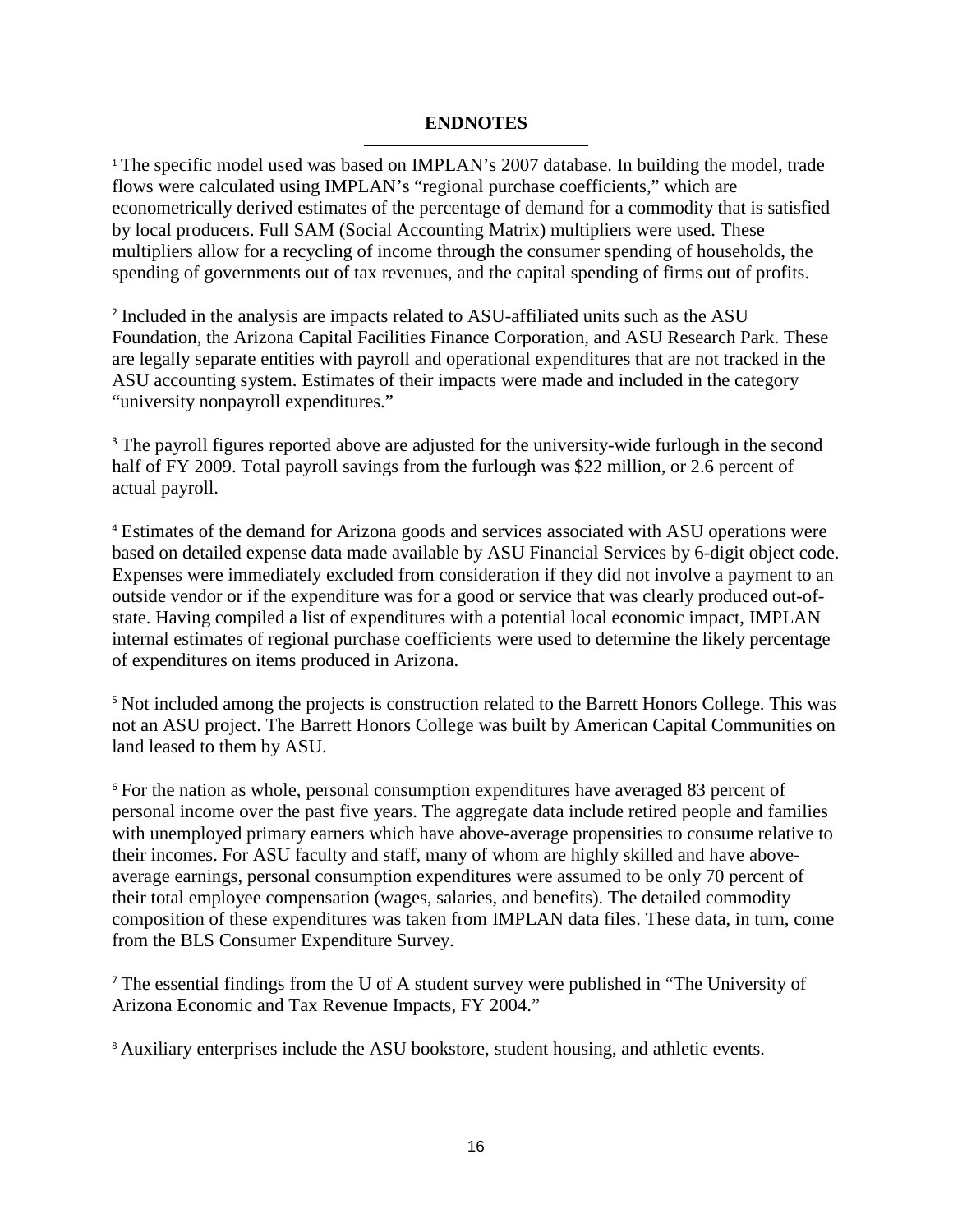## ENDNOTES

[1] The specific model used was based on IMPLAN's 2007 database. In building the model, trade flows were calculated using IMPLAN's "regional purchase coefficients," which are econometrically derived estimates of the percentage of demand for a commodity that is satisfied by local producers. Full SAM (Social Accounting Matrix) multipliers were used. These multipliers allow for a recycling of income through the consumer spending of households, the spending of governments out of tax revenues, and the capital spending of firms out of profits.

[2] Included in the analysis are impacts related to ASU-affiliated units such as the ASU Foundation, the Arizona Capital Facilities Finance Corporation, and ASU Research Park. These are legally separate entities with payroll and operational expenditures that are not tracked in the ASU accounting system. Estimates of their impacts were made and included in the category "university nonpayroll expenditures."

[3] The payroll figures reported above are adjusted for the university-wide furlough in the second half of FY 2009. Total payroll savings from the furlough was $22 million, or 2.6 percent of actual payroll.

[4] Estimates of the demand for Arizona goods and services associated with ASU operations were based on detailed expense data made available by ASU Financial Services by 6-digit object code. Expenses were immediately excluded from consideration if they did not involve a payment to an outside vendor or if the expenditure was for a good or service that was clearly produced out-of-state. Having compiled a list of expenditures with a potential local economic impact, IMPLAN internal estimates of regional purchase coefficients were used to determine the likely percentage of expenditures on items produced in Arizona.

[5] Not included among the projects is construction related to the Barrett Honors College. This was not an ASU project. The Barrett Honors College was built by American Capital Communities on land leased to them by ASU.

[6] For the nation as whole, personal consumption expenditures have averaged 83 percent of personal income over the past five years. The aggregate data include retired people and families with unemployed primary earners which have above-average propensities to consume relative to their incomes. For ASU faculty and staff, many of whom are highly skilled and have above-average earnings, personal consumption expenditures were assumed to be only 70 percent of their total employee compensation (wages, salaries, and benefits). The detailed commodity composition of these expenditures was taken from IMPLAN data files. These data, in turn, come from the BLS Consumer Expenditure Survey.

[7] The essential findings from the U of A student survey were published in "The University of Arizona Economic and Tax Revenue Impacts, FY 2004."

[8] Auxiliary enterprises include the ASU bookstore, student housing, and athletic events.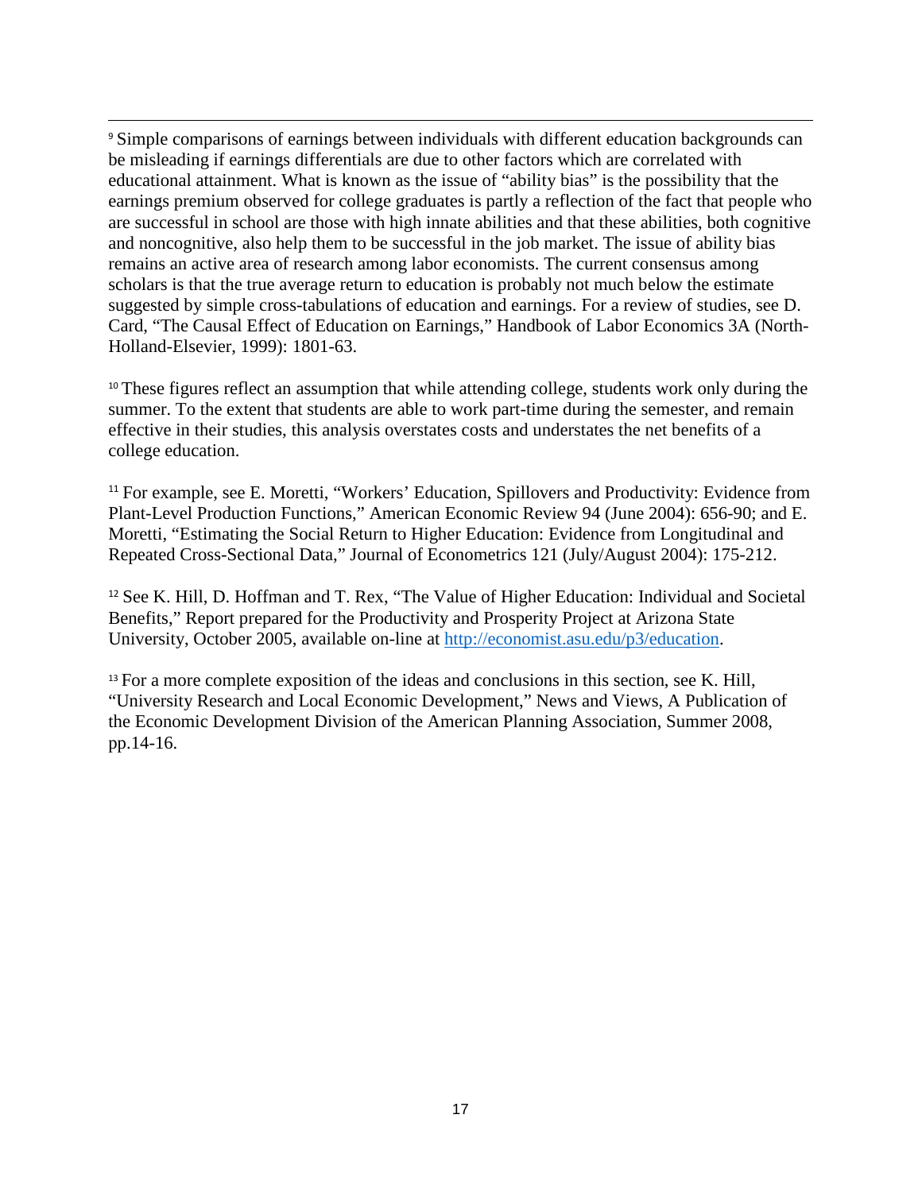[9] Simple comparisons of earnings between individuals with different education backgrounds can be misleading if earnings differentials are due to other factors which are correlated with educational attainment. What is known as the issue of "ability bias" is the possibility that the earnings premium observed for college graduates is partly a reflection of the fact that people who are successful in school are those with high innate abilities and that these abilities, both cognitive and noncognitive, also help them to be successful in the job market. The issue of ability bias remains an active area of research among labor economists. The current consensus among scholars is that the true average return to education is probably not much below the estimate suggested by simple cross-tabulations of education and earnings. For a review of studies, see D. Card, "The Causal Effect of Education on Earnings," Handbook of Labor Economics 3A (North-Holland-Elsevier, 1999): 1801-63.

[10] These figures reflect an assumption that while attending college, students work only during the summer. To the extent that students are able to work part-time during the semester, and remain effective in their studies, this analysis overstates costs and understates the net benefits of a college education.

[11] For example, see E. Moretti, "Workers' Education, Spillovers and Productivity: Evidence from Plant-Level Production Functions," American Economic Review 94 (June 2004): 656-90; and E. Moretti, "Estimating the Social Return to Higher Education: Evidence from Longitudinal and Repeated Cross-Sectional Data," Journal of Econometrics 121 (July/August 2004): 175-212.

[12] See K. Hill, D. Hoffman and T. Rex, "The Value of Higher Education: Individual and Societal Benefits," Report prepared for the Productivity and Prosperity Project at Arizona State University, October 2005, available on-line at http://economist.asu.edu/p3/education.

[13] For a more complete exposition of the ideas and conclusions in this section, see K. Hill, "University Research and Local Economic Development," News and Views, A Publication of the Economic Development Division of the American Planning Association, Summer 2008, pp.14-16.